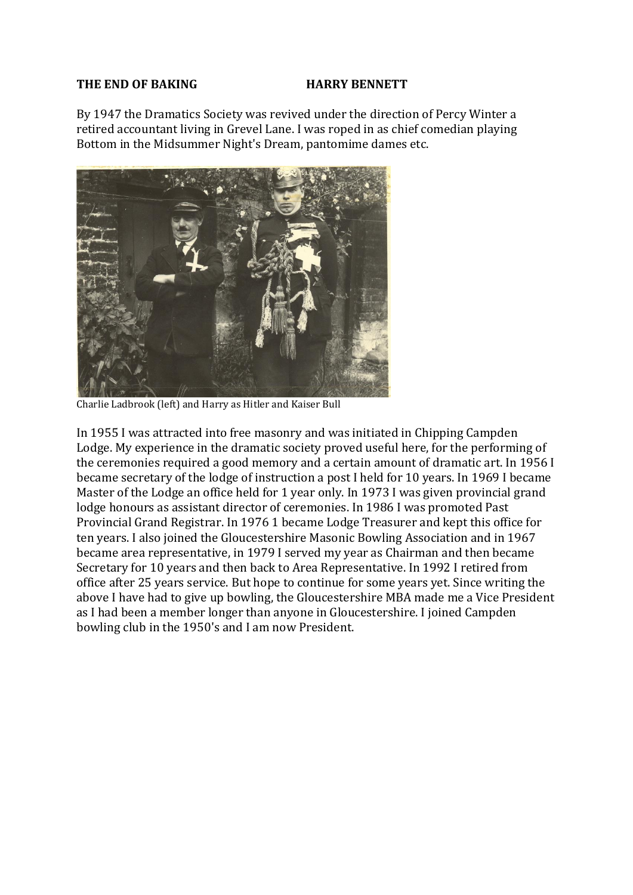**THE END OF BAKING HARRY BENNETT**

By 1947 the Dramatics Society was revived under the direction of Percy Winter a retired accountant living in Grevel Lane. I was roped in as chief comedian playing Bottom in the Midsummer Night's Dream, pantomime dames etc.

Charlie Ladbrook (left) and Harry as Hitler and Kaiser Bull

In 1955 I was attracted into free masonry and was initiated in Chipping Campden Lodge. My experience in the dramatic society proved useful here, for the performing of the ceremonies required a good memory and a certain amount of dramatic art. In 1956 I became secretary of the lodge of instruction a post I held for 10 years. In 1969 I became Master of the Lodge an office held for 1 year only. In 1973 I was given provincial grand lodge honours as assistant director of ceremonies. In 1986 I was promoted Past Provincial Grand Registrar. In 1976 1 became Lodge Treasurer and kept this office for ten years. I also joined the Gloucestershire Masonic Bowling Association and in 1967 became area representative, in 1979 I served my year as Chairman and then became Secretary for 10 years and then back to Area Representative. In 1992 I retired from office after 25 years service. But hope to continue for some years yet. Since writing the above I have had to give up bowling, the Gloucestershire MBA made me a Vice President as I had been a member longer than anyone in Gloucestershire. I joined Campden bowling club in the 1950's and I am now President.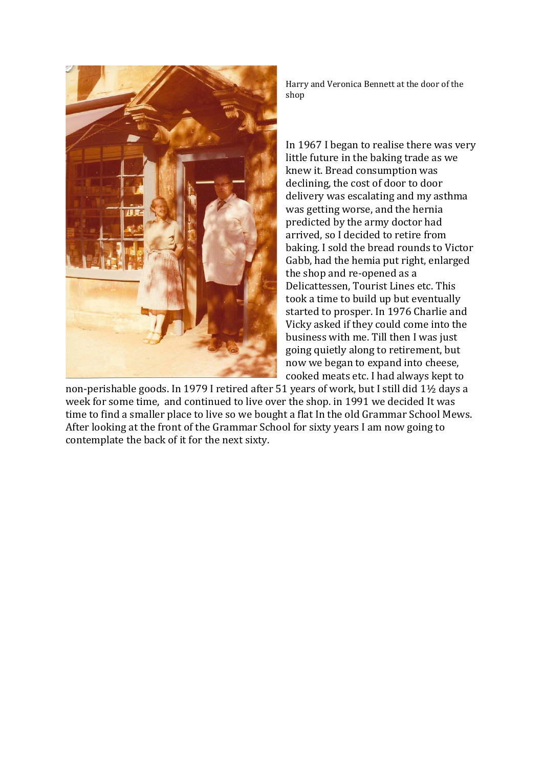Harry and Veronica Bennett at the door of the shop

In 1967 I began to realise there was very little future in the baking trade as we knew it. Bread consumption was declining, the cost of door to door delivery was escalating and my asthma was getting worse, and the hernia predicted by the army doctor had arrived, so I decided to retire from baking. I sold the bread rounds to Victor Gabb, had the hemia put right, enlarged the shop and re-opened as a Delicattessen, Tourist Lines etc. This took a time to build up but eventually started to prosper. In 1976 Charlie and Vicky asked if they could come into the business with me. Till then I was just going quietly along to retirement, but now we began to expand into cheese, cooked meats etc. I had always kept to non-perishable goods. In 1979 I retired after 51 years of work, but I still did 1½ days a week for some time, and continued to live over the shop. in 1991 we decided It was time to find a smaller place to live so we bought a flat In the old Grammar School Mews. After looking at the front of the Grammar School for sixty years I am now going to contemplate the back of it for the next sixty.